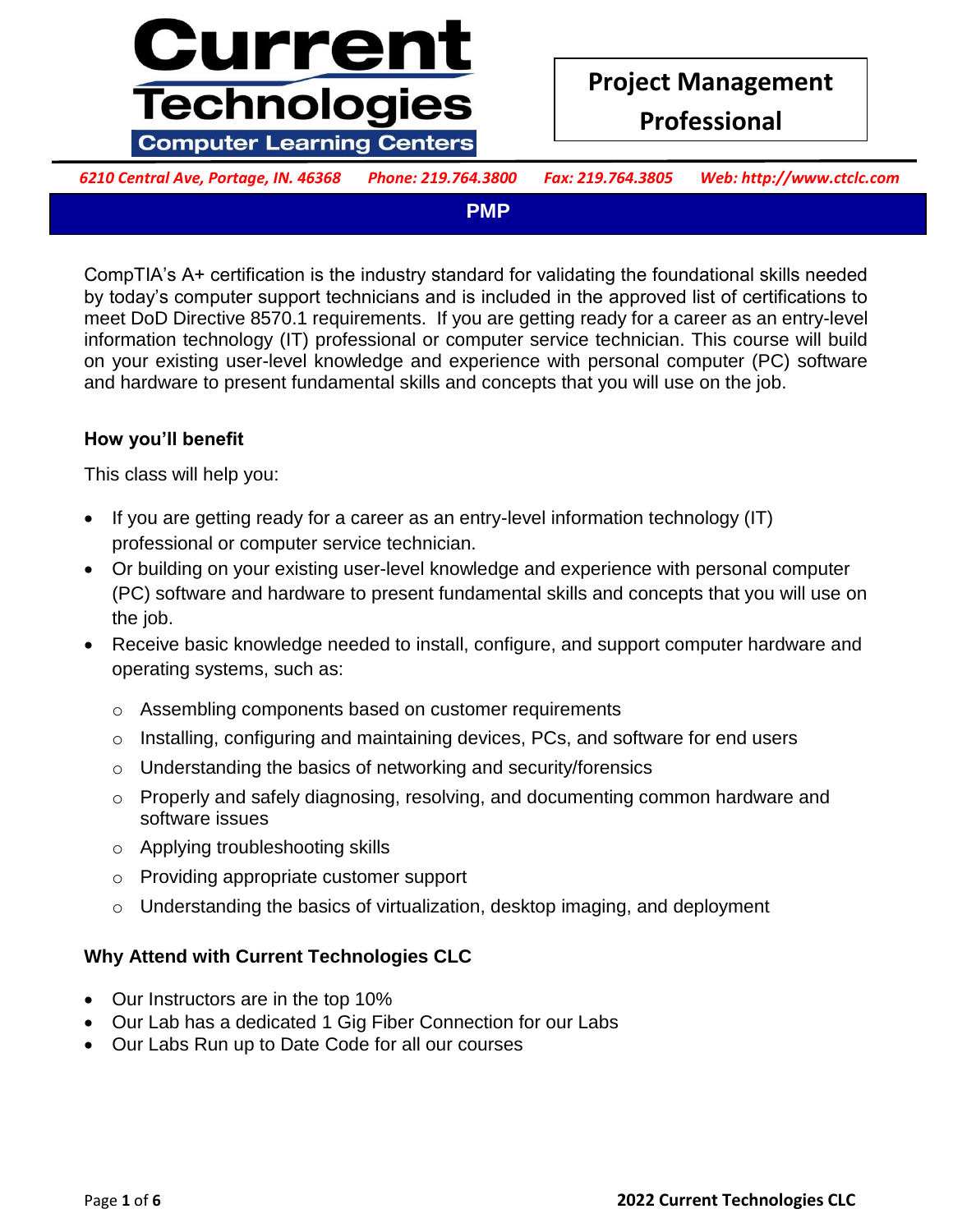# Current Technologies

**Computer Learning Centers**

**Project Management Professional**

*6210 Central Ave, Portage, IN. 46368 Phone: 219.764.3800 Fax: 219.764.3805 Web: http://www.ctclc.com*

## PMP

CompTIA's A+ certification is the industry standard for validating the foundational skills needed by today's computer support technicians and is included in the approved list of certifications to meet DoD Directive 8570.1 requirements. If you are getting ready for a career as an entry-level information technology (IT) professional or computer service technician. This course will build on your existing user-level knowledge and experience with personal computer (PC) software and hardware to present fundamental skills and concepts that you will use on the job.

### How you'll benefit

This class will help you:

- If you are getting ready for a career as an entry-level information technology (IT) professional or computer service technician.
- Or building on your existing user-level knowledge and experience with personal computer (PC) software and hardware to present fundamental skills and concepts that you will use on the job.
- Receive basic knowledge needed to install, configure, and support computer hardware and operating systems, such as:
  - Assembling components based on customer requirements
  - Installing, configuring and maintaining devices, PCs, and software for end users
  - Understanding the basics of networking and security/forensics
  - Properly and safely diagnosing, resolving, and documenting common hardware and software issues
  - Applying troubleshooting skills
  - Providing appropriate customer support
  - Understanding the basics of virtualization, desktop imaging, and deployment

### Why Attend with Current Technologies CLC

- Our Instructors are in the top 10%
- Our Lab has a dedicated 1 Gig Fiber Connection for our Labs
- Our Labs Run up to Date Code for all our courses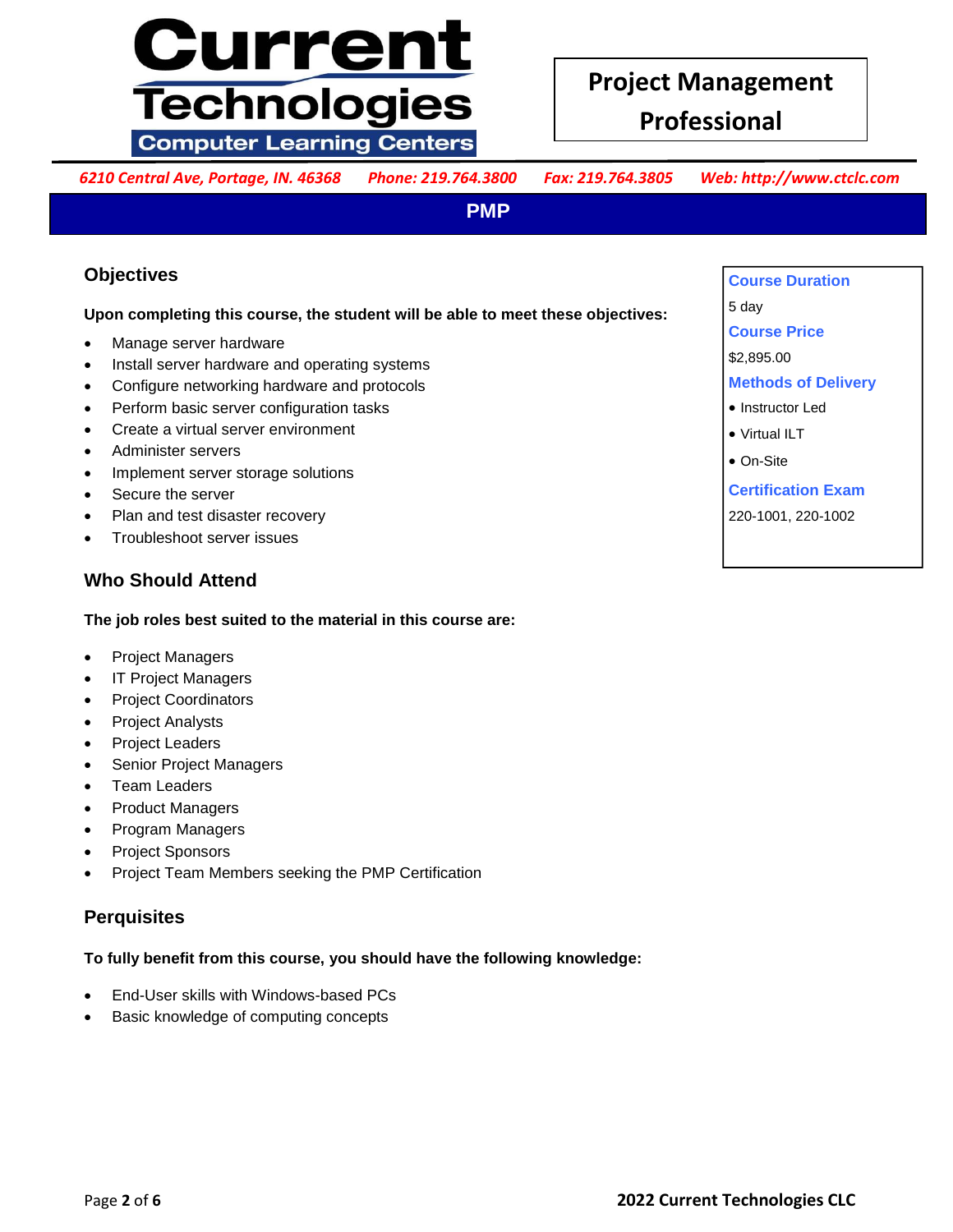# Project Management Professional

*6210 Central Ave, Portage, IN. 46368   Phone: 219.764.3800   Fax: 219.764.3805   Web: http://www.ctclc.com*

## PMP

**Course Duration**

5 day

**Course Price**

$2,895.00

**Methods of Delivery**

- Instructor Led
- Virtual ILT
- On-Site

**Certification Exam**

220-1001, 220-1002

### Objectives

**Upon completing this course, the student will be able to meet these objectives:**

- Manage server hardware
- Install server hardware and operating systems
- Configure networking hardware and protocols
- Perform basic server configuration tasks
- Create a virtual server environment
- Administer servers
- Implement server storage solutions
- Secure the server
- Plan and test disaster recovery
- Troubleshoot server issues

### Who Should Attend

**The job roles best suited to the material in this course are:**

- Project Managers
- IT Project Managers
- Project Coordinators
- Project Analysts
- Project Leaders
- Senior Project Managers
- Team Leaders
- Product Managers
- Program Managers
- Project Sponsors
- Project Team Members seeking the PMP Certification

### Perquisites

**To fully benefit from this course, you should have the following knowledge:**

- End-User skills with Windows-based PCs
- Basic knowledge of computing concepts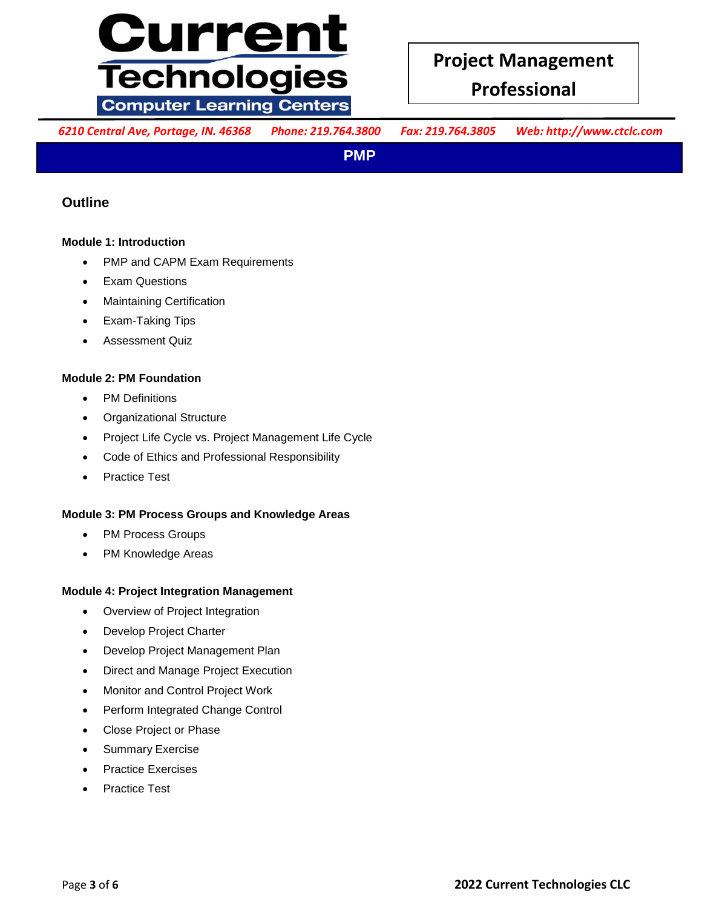## PMP

### Outline

**Module 1: Introduction**

- PMP and CAPM Exam Requirements
- Exam Questions
- Maintaining Certification
- Exam-Taking Tips
- Assessment Quiz

**Module 2: PM Foundation**

- PM Definitions
- Organizational Structure
- Project Life Cycle vs. Project Management Life Cycle
- Code of Ethics and Professional Responsibility
- Practice Test

**Module 3: PM Process Groups and Knowledge Areas**

- PM Process Groups
- PM Knowledge Areas

**Module 4: Project Integration Management**

- Overview of Project Integration
- Develop Project Charter
- Develop Project Management Plan
- Direct and Manage Project Execution
- Monitor and Control Project Work
- Perform Integrated Change Control
- Close Project or Phase
- Summary Exercise
- Practice Exercises
- Practice Test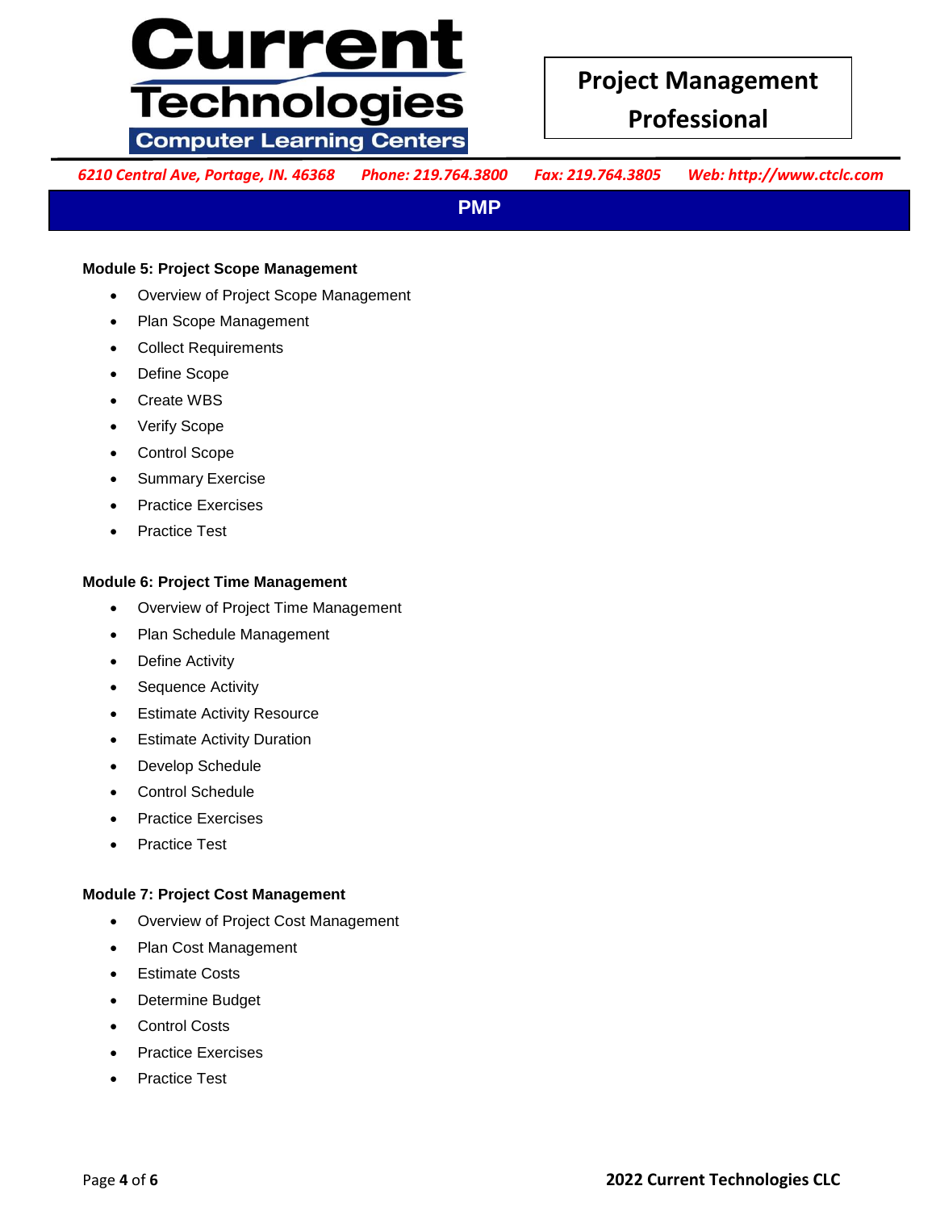## PMP

**Module 5: Project Scope Management**

- Overview of Project Scope Management
- Plan Scope Management
- Collect Requirements
- Define Scope
- Create WBS
- Verify Scope
- Control Scope
- Summary Exercise
- Practice Exercises
- Practice Test

**Module 6: Project Time Management**

- Overview of Project Time Management
- Plan Schedule Management
- Define Activity
- Sequence Activity
- Estimate Activity Resource
- Estimate Activity Duration
- Develop Schedule
- Control Schedule
- Practice Exercises
- Practice Test

**Module 7: Project Cost Management**

- Overview of Project Cost Management
- Plan Cost Management
- Estimate Costs
- Determine Budget
- Control Costs
- Practice Exercises
- Practice Test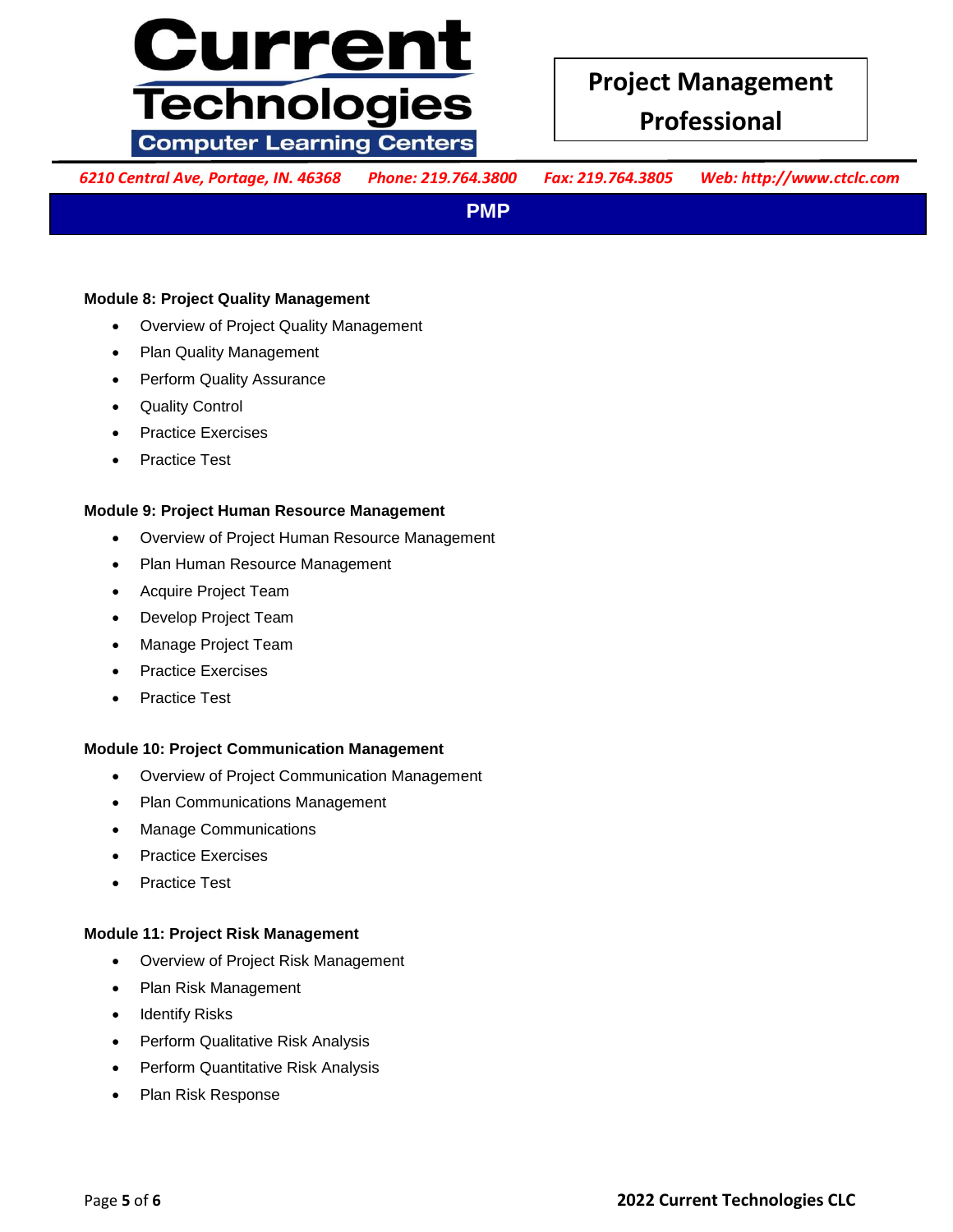**Module 8: Project Quality Management**

- Overview of Project Quality Management
- Plan Quality Management
- Perform Quality Assurance
- Quality Control
- Practice Exercises
- Practice Test

**Module 9: Project Human Resource Management**

- Overview of Project Human Resource Management
- Plan Human Resource Management
- Acquire Project Team
- Develop Project Team
- Manage Project Team
- Practice Exercises
- Practice Test

**Module 10: Project Communication Management**

- Overview of Project Communication Management
- Plan Communications Management
- Manage Communications
- Practice Exercises
- Practice Test

**Module 11: Project Risk Management**

- Overview of Project Risk Management
- Plan Risk Management
- Identify Risks
- Perform Qualitative Risk Analysis
- Perform Quantitative Risk Analysis
- Plan Risk Response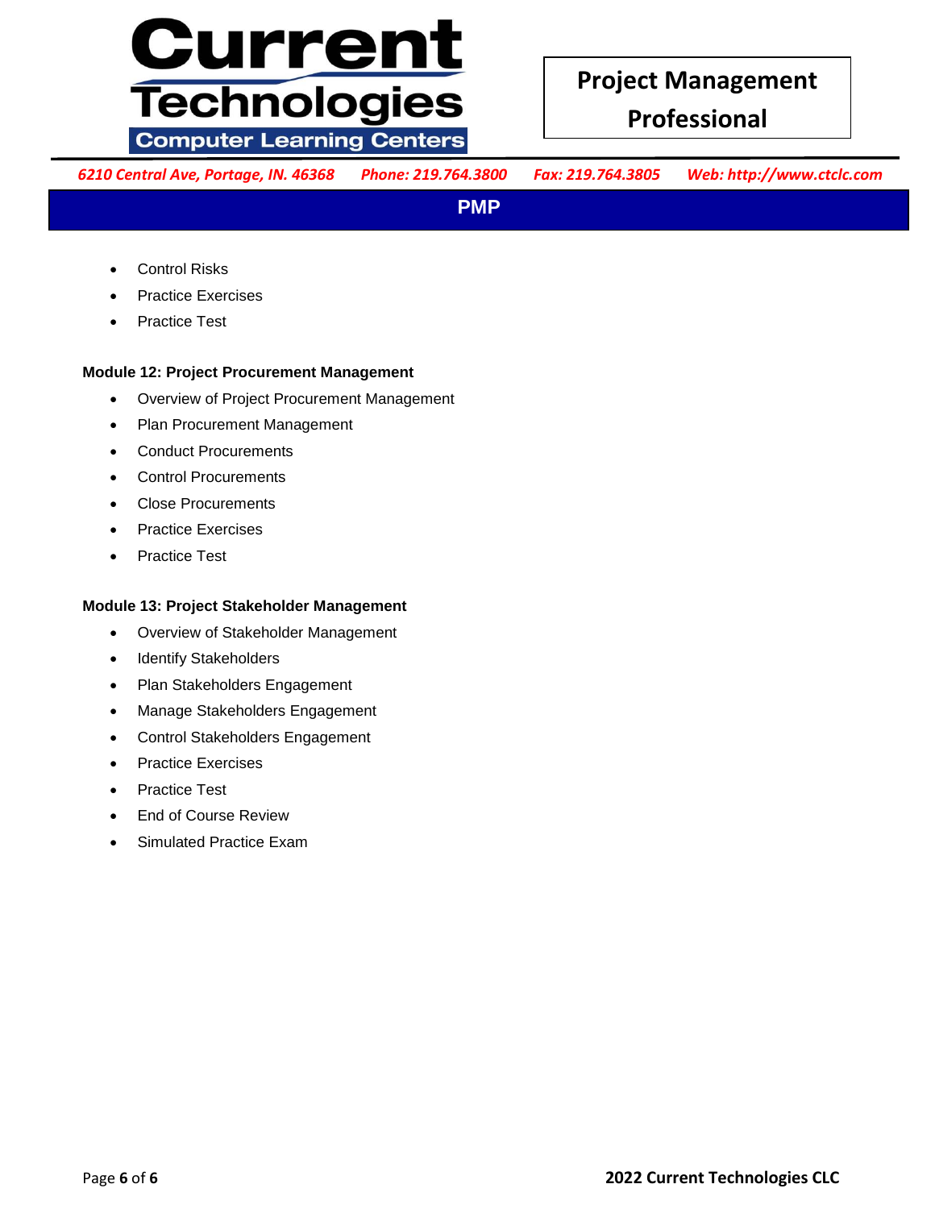- Control Risks
- Practice Exercises
- Practice Test

**Module 12: Project Procurement Management**

- Overview of Project Procurement Management
- Plan Procurement Management
- Conduct Procurements
- Control Procurements
- Close Procurements
- Practice Exercises
- Practice Test

**Module 13: Project Stakeholder Management**

- Overview of Stakeholder Management
- Identify Stakeholders
- Plan Stakeholders Engagement
- Manage Stakeholders Engagement
- Control Stakeholders Engagement
- Practice Exercises
- Practice Test
- End of Course Review
- Simulated Practice Exam